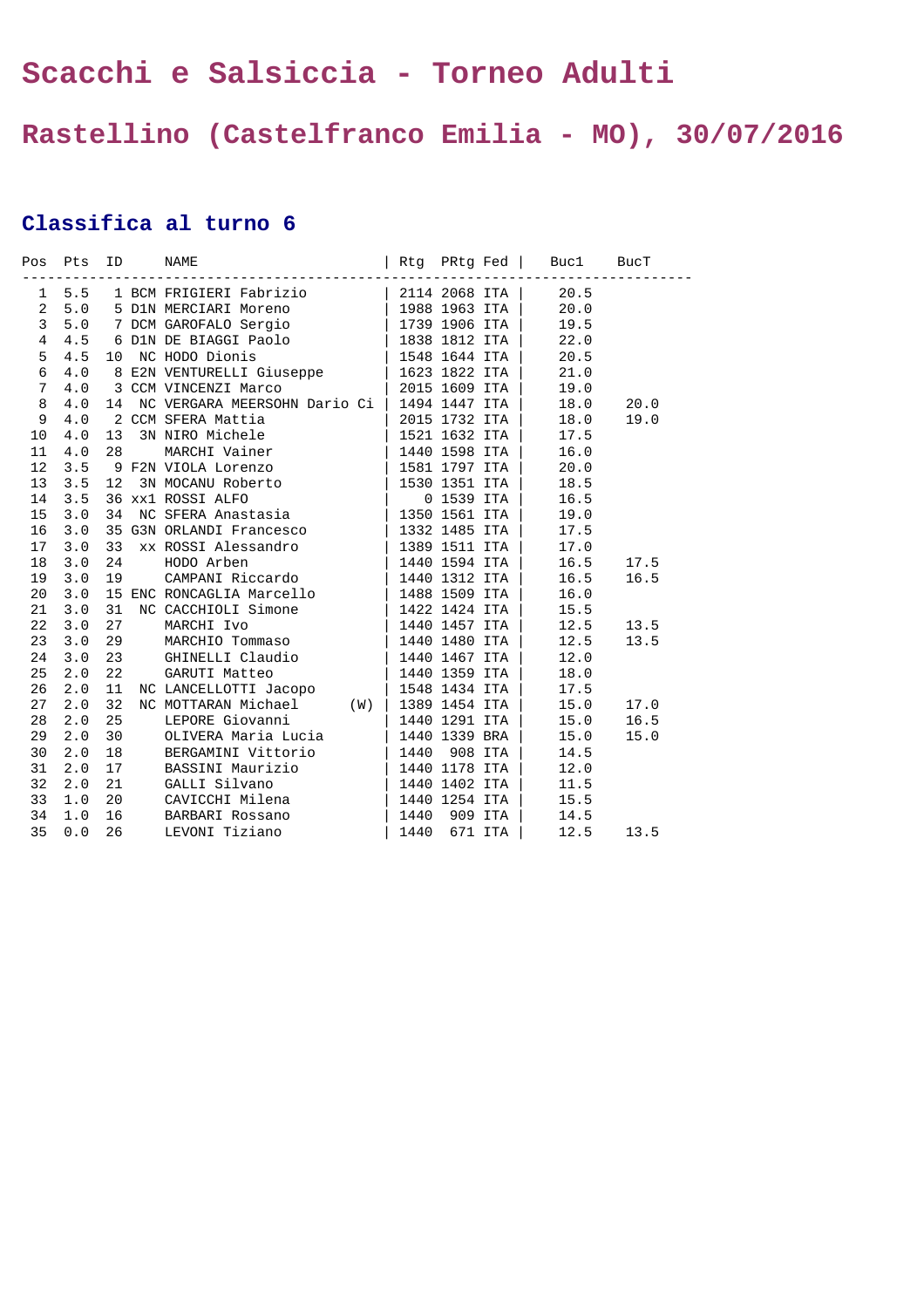# Scacchi e Salsiccia - Torneo Adulti

# Rastellino (Castelfranco Emilia - MO), 30/07/2016

## Classifica al turno 6

| Pos | Pts | ID | | NAME | Rtg | PRtg | Fed | Buc1 | BucT |
|---|---|---|---|---|---|---|---|---|---|
| 1 | 5.5 | 1 | BCM | FRIGIERI Fabrizio | 2114 | 2068 | ITA | 20.5 | |
| 2 | 5.0 | 5 | D1N | MERCIARI Moreno | 1988 | 1963 | ITA | 20.0 | |
| 3 | 5.0 | 7 | DCM | GAROFALO Sergio | 1739 | 1906 | ITA | 19.5 | |
| 4 | 4.5 | 6 | D1N | DE BIAGGI Paolo | 1838 | 1812 | ITA | 22.0 | |
| 5 | 4.5 | 10 | NC | HODO Dionis | 1548 | 1644 | ITA | 20.5 | |
| 6 | 4.0 | 8 | E2N | VENTURELLI Giuseppe | 1623 | 1822 | ITA | 21.0 | |
| 7 | 4.0 | 3 | CCM | VINCENZI Marco | 2015 | 1609 | ITA | 19.0 | |
| 8 | 4.0 | 14 | NC | VERGARA MEERSOHN Dario Ci | 1494 | 1447 | ITA | 18.0 | 20.0 |
| 9 | 4.0 | 2 | CCM | SFERA Mattia | 2015 | 1732 | ITA | 18.0 | 19.0 |
| 10 | 4.0 | 13 | 3N | NIRO Michele | 1521 | 1632 | ITA | 17.5 | |
| 11 | 4.0 | 28 | | MARCHI Vainer | 1440 | 1598 | ITA | 16.0 | |
| 12 | 3.5 | 9 | F2N | VIOLA Lorenzo | 1581 | 1797 | ITA | 20.0 | |
| 13 | 3.5 | 12 | 3N | MOCANU Roberto | 1530 | 1351 | ITA | 18.5 | |
| 14 | 3.5 | 36 | xx1 | ROSSI ALFO | 0 | 1539 | ITA | 16.5 | |
| 15 | 3.0 | 34 | NC | SFERA Anastasia | 1350 | 1561 | ITA | 19.0 | |
| 16 | 3.0 | 35 | G3N | ORLANDI Francesco | 1332 | 1485 | ITA | 17.5 | |
| 17 | 3.0 | 33 | xx | ROSSI Alessandro | 1389 | 1511 | ITA | 17.0 | |
| 18 | 3.0 | 24 | | HODO Arben | 1440 | 1594 | ITA | 16.5 | 17.5 |
| 19 | 3.0 | 19 | | CAMPANI Riccardo | 1440 | 1312 | ITA | 16.5 | 16.5 |
| 20 | 3.0 | 15 | ENC | RONCAGLIA Marcello | 1488 | 1509 | ITA | 16.0 | |
| 21 | 3.0 | 31 | NC | CACCHIOLI Simone | 1422 | 1424 | ITA | 15.5 | |
| 22 | 3.0 | 27 | | MARCHI Ivo | 1440 | 1457 | ITA | 12.5 | 13.5 |
| 23 | 3.0 | 29 | | MARCHIO Tommaso | 1440 | 1480 | ITA | 12.5 | 13.5 |
| 24 | 3.0 | 23 | | GHINELLI Claudio | 1440 | 1467 | ITA | 12.0 | |
| 25 | 2.0 | 22 | | GARUTI Matteo | 1440 | 1359 | ITA | 18.0 | |
| 26 | 2.0 | 11 | NC | LANCELLOTTI Jacopo | 1548 | 1434 | ITA | 17.5 | |
| 27 | 2.0 | 32 | NC | MOTTARAN Michael (W) | 1389 | 1454 | ITA | 15.0 | 17.0 |
| 28 | 2.0 | 25 | | LEPORE Giovanni | 1440 | 1291 | ITA | 15.0 | 16.5 |
| 29 | 2.0 | 30 | | OLIVERA Maria Lucia | 1440 | 1339 | BRA | 15.0 | 15.0 |
| 30 | 2.0 | 18 | | BERGAMINI Vittorio | 1440 | 908 | ITA | 14.5 | |
| 31 | 2.0 | 17 | | BASSINI Maurizio | 1440 | 1178 | ITA | 12.0 | |
| 32 | 2.0 | 21 | | GALLI Silvano | 1440 | 1402 | ITA | 11.5 | |
| 33 | 1.0 | 20 | | CAVICCHI Milena | 1440 | 1254 | ITA | 15.5 | |
| 34 | 1.0 | 16 | | BARBARI Rossano | 1440 | 909 | ITA | 14.5 | |
| 35 | 0.0 | 26 | | LEVONI Tiziano | 1440 | 671 | ITA | 12.5 | 13.5 |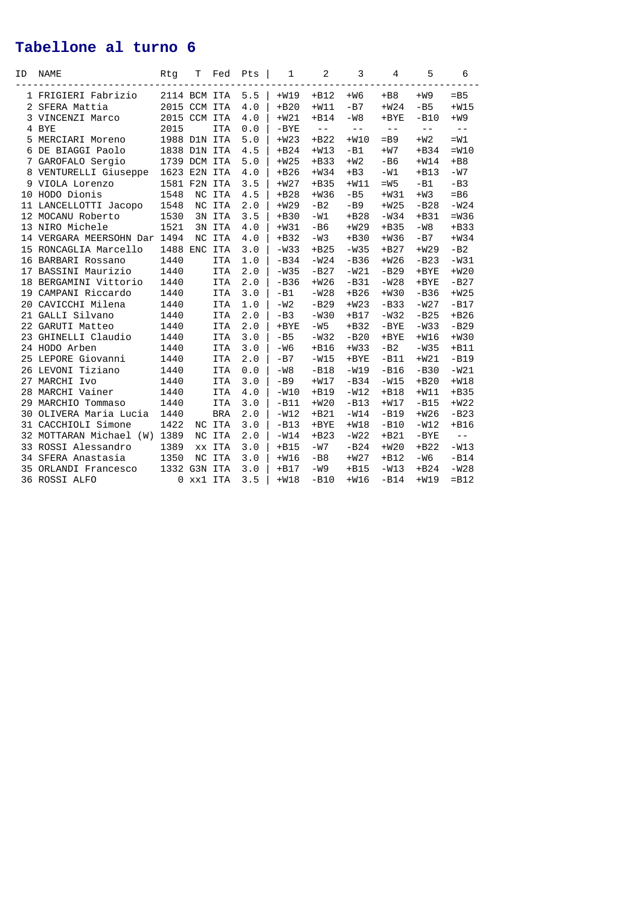# Tabellone al turno 6

| ID | NAME | Rtg | T | Fed | Pts | 1 | 2 | 3 | 4 | 5 | 6 |
|---|---|---|---|---|---|---|---|---|---|---|---|
| 1 | FRIGIERI Fabrizio | 2114 | BCM | ITA | 5.5 | +W19 | +B12 | +W6 | +B8 | +W9 | =B5 |
| 2 | SFERA Mattia | 2015 | CCM | ITA | 4.0 | +B20 | +W11 | -B7 | +W24 | -B5 | +W15 |
| 3 | VINCENZI Marco | 2015 | CCM | ITA | 4.0 | +W21 | +B14 | -W8 | +BYE | -B10 | +W9 |
| 4 | BYE | 2015 | | ITA | 0.0 | -BYE | -- | -- | -- | -- | -- |
| 5 | MERCIARI Moreno | 1988 | D1N | ITA | 5.0 | +W23 | +B22 | +W10 | =B9 | +W2 | =W1 |
| 6 | DE BIAGGI Paolo | 1838 | D1N | ITA | 4.5 | +B24 | +W13 | -B1 | +W7 | +B34 | =W10 |
| 7 | GAROFALO Sergio | 1739 | DCM | ITA | 5.0 | +W25 | +B33 | +W2 | -B6 | +W14 | +B8 |
| 8 | VENTURELLI Giuseppe | 1623 | E2N | ITA | 4.0 | +B26 | +W34 | +B3 | -W1 | +B13 | -W7 |
| 9 | VIOLA Lorenzo | 1581 | F2N | ITA | 3.5 | +W27 | +B35 | +W11 | =W5 | -B1 | -B3 |
| 10 | HODO Dionis | 1548 | NC | ITA | 4.5 | +B28 | +W36 | -B5 | +W31 | +W3 | =B6 |
| 11 | LANCELLOTTI Jacopo | 1548 | NC | ITA | 2.0 | +W29 | -B2 | -B9 | +W25 | -B28 | -W24 |
| 12 | MOCANU Roberto | 1530 | 3N | ITA | 3.5 | +B30 | -W1 | +B28 | -W34 | +B31 | =W36 |
| 13 | NIRO Michele | 1521 | 3N | ITA | 4.0 | +W31 | -B6 | +W29 | +B35 | -W8 | +B33 |
| 14 | VERGARA MEERSOHN Dar | 1494 | NC | ITA | 4.0 | +B32 | -W3 | +B30 | +W36 | -B7 | +W34 |
| 15 | RONCAGLIA Marcello | 1488 | ENC | ITA | 3.0 | -W33 | +B25 | -W35 | +B27 | +W29 | -B2 |
| 16 | BARBARI Rossano | 1440 | | ITA | 1.0 | -B34 | -W24 | -B36 | +W26 | -B23 | -W31 |
| 17 | BASSINI Maurizio | 1440 | | ITA | 2.0 | -W35 | -B27 | -W21 | -B29 | +BYE | +W20 |
| 18 | BERGAMINI Vittorio | 1440 | | ITA | 2.0 | -B36 | +W26 | -B31 | -W28 | +BYE | -B27 |
| 19 | CAMPANI Riccardo | 1440 | | ITA | 3.0 | -B1 | -W28 | +B26 | +W30 | -B36 | +W25 |
| 20 | CAVICCHI Milena | 1440 | | ITA | 1.0 | -W2 | -B29 | +W23 | -B33 | -W27 | -B17 |
| 21 | GALLI Silvano | 1440 | | ITA | 2.0 | -B3 | -W30 | +B17 | -W32 | -B25 | +B26 |
| 22 | GARUTI Matteo | 1440 | | ITA | 2.0 | +BYE | -W5 | +B32 | -BYE | -W33 | -B29 |
| 23 | GHINELLI Claudio | 1440 | | ITA | 3.0 | -B5 | -W32 | -B20 | +BYE | +W16 | +W30 |
| 24 | HODO Arben | 1440 | | ITA | 3.0 | -W6 | +B16 | +W33 | -B2 | -W35 | +B11 |
| 25 | LEPORE Giovanni | 1440 | | ITA | 2.0 | -B7 | -W15 | +BYE | -B11 | +W21 | -B19 |
| 26 | LEVONI Tiziano | 1440 | | ITA | 0.0 | -W8 | -B18 | -W19 | -B16 | -B30 | -W21 |
| 27 | MARCHI Ivo | 1440 | | ITA | 3.0 | -B9 | +W17 | -B34 | -W15 | +B20 | +W18 |
| 28 | MARCHI Vainer | 1440 | | ITA | 4.0 | -W10 | +B19 | -W12 | +B18 | +W11 | +B35 |
| 29 | MARCHIO Tommaso | 1440 | | ITA | 3.0 | -B11 | +W20 | -B13 | +W17 | -B15 | +W22 |
| 30 | OLIVERA Maria Lucia | 1440 | | BRA | 2.0 | -W12 | +B21 | -W14 | -B19 | +W26 | -B23 |
| 31 | CACCHIOLI Simone | 1422 | NC | ITA | 3.0 | -B13 | +BYE | +W18 | -B10 | -W12 | +B16 |
| 32 | MOTTARAN Michael (W) | 1389 | NC | ITA | 2.0 | -W14 | +B23 | -W22 | +B21 | -BYE | -- |
| 33 | ROSSI Alessandro | 1389 | xx | ITA | 3.0 | +B15 | -W7 | -B24 | +W20 | +B22 | -W13 |
| 34 | SFERA Anastasia | 1350 | NC | ITA | 3.0 | +W16 | -B8 | +W27 | +B12 | -W6 | -B14 |
| 35 | ORLANDI Francesco | 1332 | G3N | ITA | 3.0 | +B17 | -W9 | +B15 | -W13 | +B24 | -W28 |
| 36 | ROSSI ALFO | 0 | xx1 | ITA | 3.5 | +W18 | -B10 | +W16 | -B14 | +W19 | =B12 |